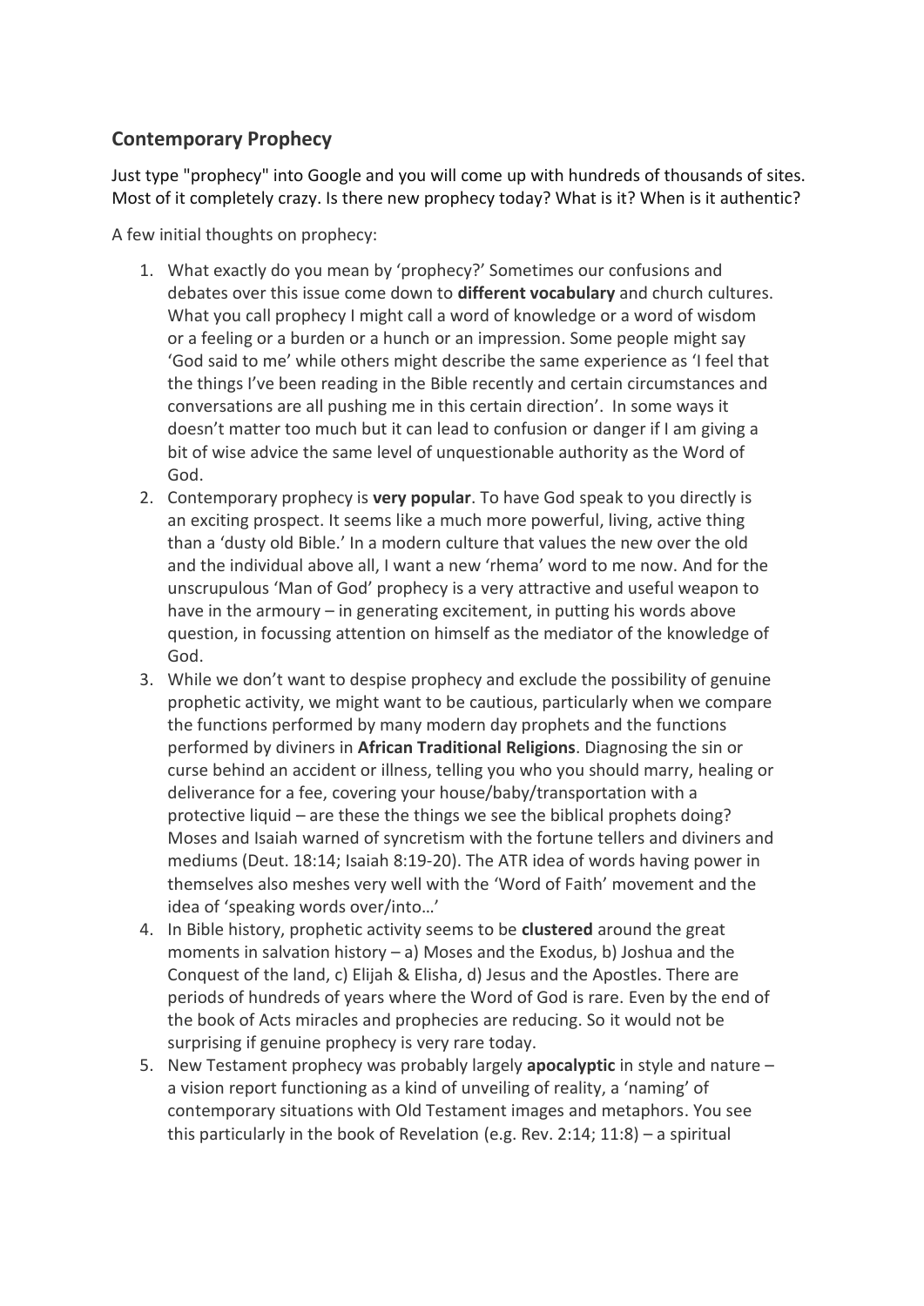## Contemporary Prophecy

Just type "prophecy" into Google and you will come up with hundreds of thousands of sites. Most of it completely crazy. Is there new prophecy today? What is it? When is it authentic?

A few initial thoughts on prophecy:

1. What exactly do you mean by 'prophecy?' Sometimes our confusions and debates over this issue come down to **different vocabulary** and church cultures. What you call prophecy I might call a word of knowledge or a word of wisdom or a feeling or a burden or a hunch or an impression. Some people might say 'God said to me' while others might describe the same experience as 'I feel that the things I've been reading in the Bible recently and certain circumstances and conversations are all pushing me in this certain direction'. In some ways it doesn't matter too much but it can lead to confusion or danger if I am giving a bit of wise advice the same level of unquestionable authority as the Word of God.
2. Contemporary prophecy is **very popular**. To have God speak to you directly is an exciting prospect. It seems like a much more powerful, living, active thing than a 'dusty old Bible.' In a modern culture that values the new over the old and the individual above all, I want a new 'rhema' word to me now. And for the unscrupulous 'Man of God' prophecy is a very attractive and useful weapon to have in the armoury – in generating excitement, in putting his words above question, in focussing attention on himself as the mediator of the knowledge of God.
3. While we don't want to despise prophecy and exclude the possibility of genuine prophetic activity, we might want to be cautious, particularly when we compare the functions performed by many modern day prophets and the functions performed by diviners in **African Traditional Religions**. Diagnosing the sin or curse behind an accident or illness, telling you who you should marry, healing or deliverance for a fee, covering your house/baby/transportation with a protective liquid – are these the things we see the biblical prophets doing? Moses and Isaiah warned of syncretism with the fortune tellers and diviners and mediums (Deut. 18:14; Isaiah 8:19-20). The ATR idea of words having power in themselves also meshes very well with the 'Word of Faith' movement and the idea of 'speaking words over/into…'
4. In Bible history, prophetic activity seems to be **clustered** around the great moments in salvation history – a) Moses and the Exodus, b) Joshua and the Conquest of the land, c) Elijah & Elisha, d) Jesus and the Apostles. There are periods of hundreds of years where the Word of God is rare. Even by the end of the book of Acts miracles and prophecies are reducing. So it would not be surprising if genuine prophecy is very rare today.
5. New Testament prophecy was probably largely **apocalyptic** in style and nature – a vision report functioning as a kind of unveiling of reality, a 'naming' of contemporary situations with Old Testament images and metaphors. You see this particularly in the book of Revelation (e.g. Rev. 2:14; 11:8) – a spiritual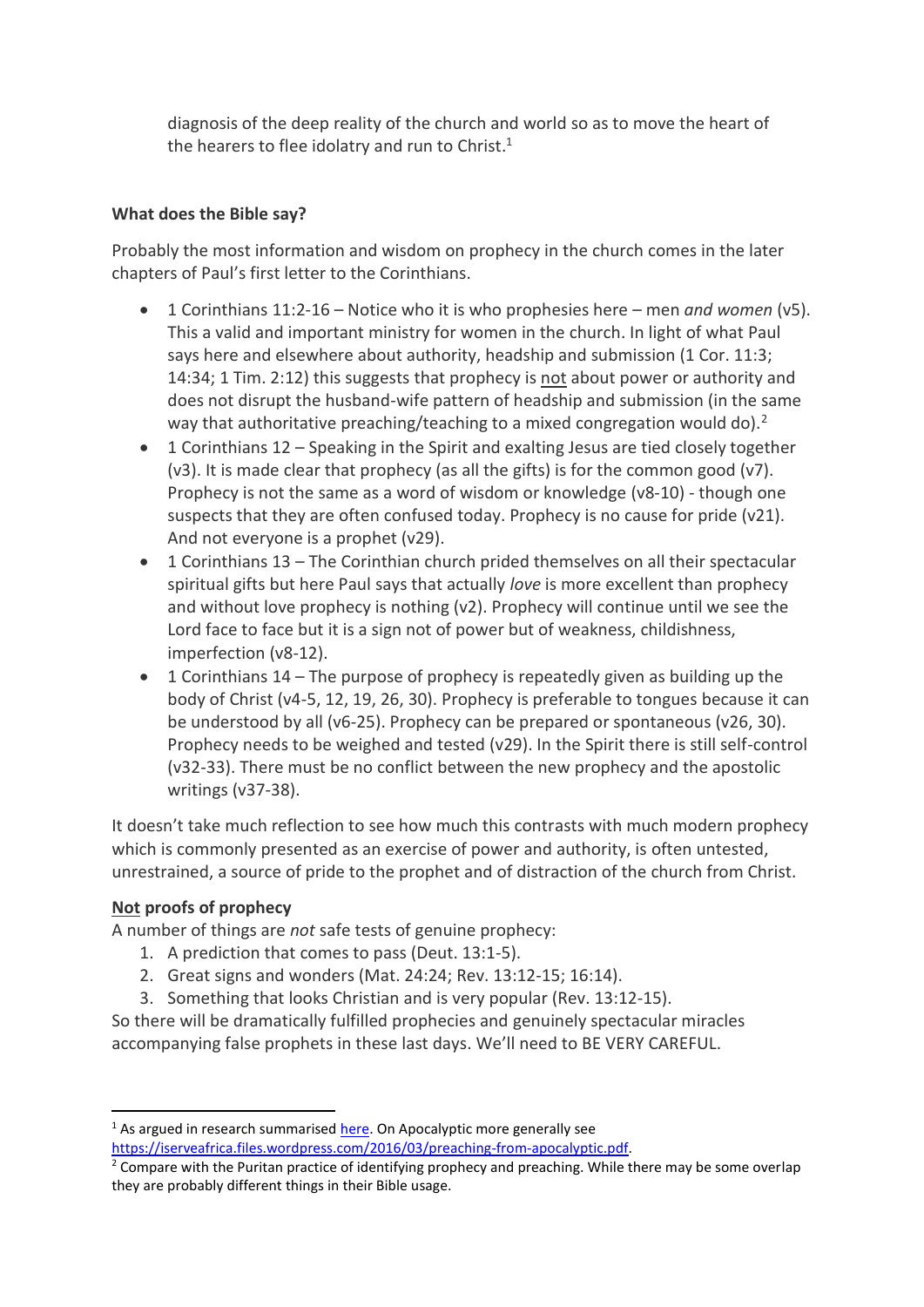diagnosis of the deep reality of the church and world so as to move the heart of the hearers to flee idolatry and run to Christ.[1]

**What does the Bible say?**

Probably the most information and wisdom on prophecy in the church comes in the later chapters of Paul's first letter to the Corinthians.

- 1 Corinthians 11:2-16 – Notice who it is who prophesies here – men *and women* (v5). This a valid and important ministry for women in the church. In light of what Paul says here and elsewhere about authority, headship and submission (1 Cor. 11:3; 14:34; 1 Tim. 2:12) this suggests that prophecy is not about power or authority and does not disrupt the husband-wife pattern of headship and submission (in the same way that authoritative preaching/teaching to a mixed congregation would do).[2]
- 1 Corinthians 12 – Speaking in the Spirit and exalting Jesus are tied closely together (v3). It is made clear that prophecy (as all the gifts) is for the common good (v7). Prophecy is not the same as a word of wisdom or knowledge (v8-10) - though one suspects that they are often confused today. Prophecy is no cause for pride (v21). And not everyone is a prophet (v29).
- 1 Corinthians 13 – The Corinthian church prided themselves on all their spectacular spiritual gifts but here Paul says that actually *love* is more excellent than prophecy and without love prophecy is nothing (v2). Prophecy will continue until we see the Lord face to face but it is a sign not of power but of weakness, childishness, imperfection (v8-12).
- 1 Corinthians 14 – The purpose of prophecy is repeatedly given as building up the body of Christ (v4-5, 12, 19, 26, 30). Prophecy is preferable to tongues because it can be understood by all (v6-25). Prophecy can be prepared or spontaneous (v26, 30). Prophecy needs to be weighed and tested (v29). In the Spirit there is still self-control (v32-33). There must be no conflict between the new prophecy and the apostolic writings (v37-38).

It doesn't take much reflection to see how much this contrasts with much modern prophecy which is commonly presented as an exercise of power and authority, is often untested, unrestrained, a source of pride to the prophet and of distraction of the church from Christ.

**Not proofs of prophecy**

A number of things are *not* safe tests of genuine prophecy:

1. A prediction that comes to pass (Deut. 13:1-5).
2. Great signs and wonders (Mat. 24:24; Rev. 13:12-15; 16:14).
3. Something that looks Christian and is very popular (Rev. 13:12-15).

So there will be dramatically fulfilled prophecies and genuinely spectacular miracles accompanying false prophets in these last days. We'll need to BE VERY CAREFUL.

---

[1] As argued in research summarised here. On Apocalyptic more generally see https://iserveafrica.files.wordpress.com/2016/03/preaching-from-apocalyptic.pdf.

[2] Compare with the Puritan practice of identifying prophecy and preaching. While there may be some overlap they are probably different things in their Bible usage.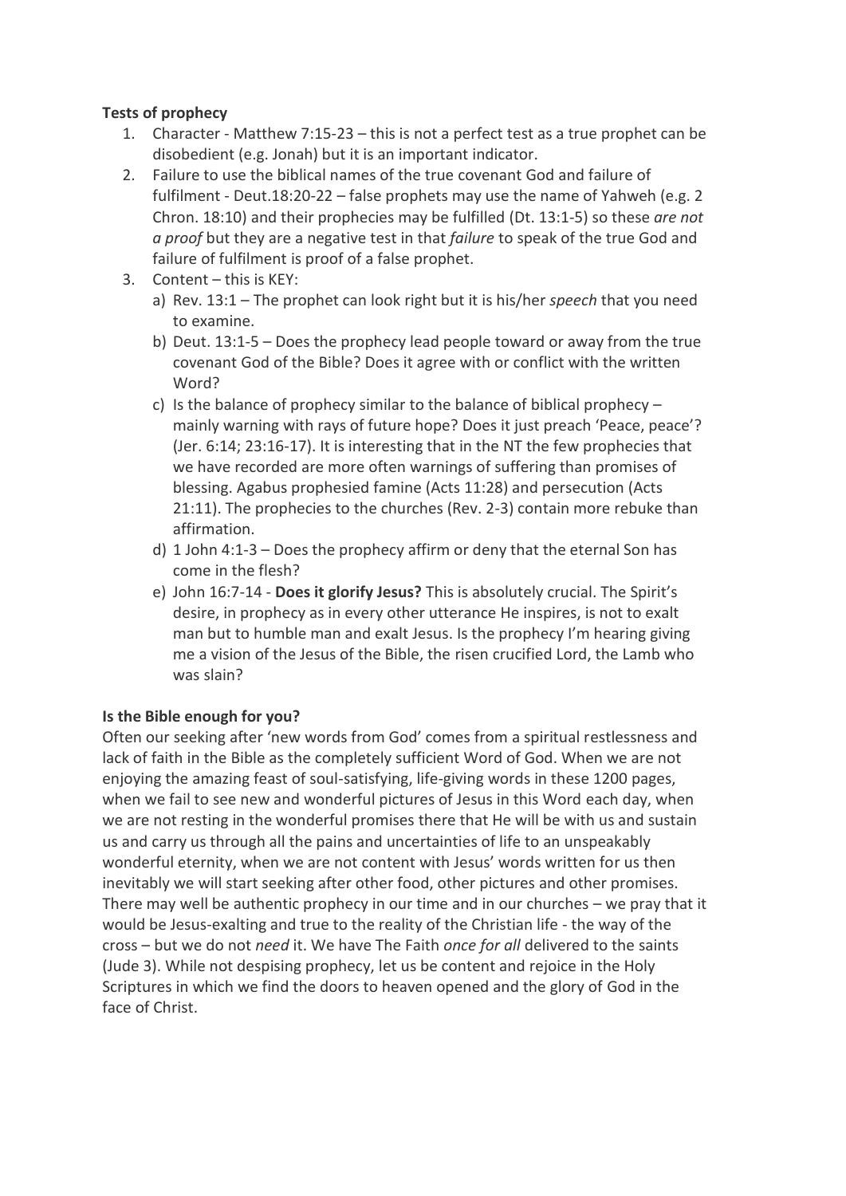**Tests of prophecy**

1. Character - Matthew 7:15-23 – this is not a perfect test as a true prophet can be disobedient (e.g. Jonah) but it is an important indicator.
2. Failure to use the biblical names of the true covenant God and failure of fulfilment - Deut.18:20-22 – false prophets may use the name of Yahweh (e.g. 2 Chron. 18:10) and their prophecies may be fulfilled (Dt. 13:1-5) so these *are not a proof* but they are a negative test in that *failure* to speak of the true God and failure of fulfilment is proof of a false prophet.
3. Content – this is KEY:
   a) Rev. 13:1 – The prophet can look right but it is his/her *speech* that you need to examine.
   b) Deut. 13:1-5 – Does the prophecy lead people toward or away from the true covenant God of the Bible? Does it agree with or conflict with the written Word?
   c) Is the balance of prophecy similar to the balance of biblical prophecy – mainly warning with rays of future hope? Does it just preach 'Peace, peace'? (Jer. 6:14; 23:16-17). It is interesting that in the NT the few prophecies that we have recorded are more often warnings of suffering than promises of blessing. Agabus prophesied famine (Acts 11:28) and persecution (Acts 21:11). The prophecies to the churches (Rev. 2-3) contain more rebuke than affirmation.
   d) 1 John 4:1-3 – Does the prophecy affirm or deny that the eternal Son has come in the flesh?
   e) John 16:7-14 - **Does it glorify Jesus?** This is absolutely crucial. The Spirit's desire, in prophecy as in every other utterance He inspires, is not to exalt man but to humble man and exalt Jesus. Is the prophecy I'm hearing giving me a vision of the Jesus of the Bible, the risen crucified Lord, the Lamb who was slain?

**Is the Bible enough for you?**

Often our seeking after 'new words from God' comes from a spiritual restlessness and lack of faith in the Bible as the completely sufficient Word of God. When we are not enjoying the amazing feast of soul-satisfying, life-giving words in these 1200 pages, when we fail to see new and wonderful pictures of Jesus in this Word each day, when we are not resting in the wonderful promises there that He will be with us and sustain us and carry us through all the pains and uncertainties of life to an unspeakably wonderful eternity, when we are not content with Jesus' words written for us then inevitably we will start seeking after other food, other pictures and other promises. There may well be authentic prophecy in our time and in our churches – we pray that it would be Jesus-exalting and true to the reality of the Christian life - the way of the cross – but we do not *need* it. We have The Faith *once for all* delivered to the saints (Jude 3). While not despising prophecy, let us be content and rejoice in the Holy Scriptures in which we find the doors to heaven opened and the glory of God in the face of Christ.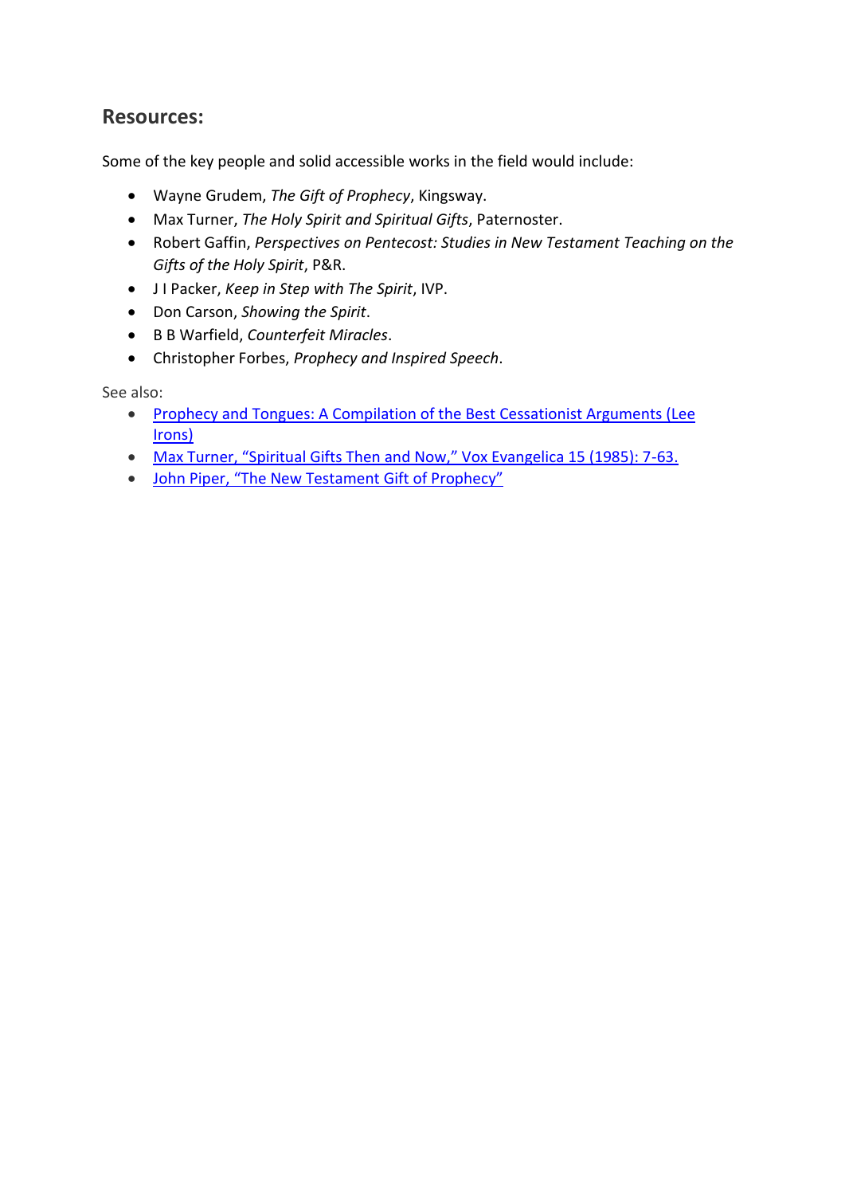## Resources:

Some of the key people and solid accessible works in the field would include:

- Wayne Grudem, *The Gift of Prophecy*, Kingsway.
- Max Turner, *The Holy Spirit and Spiritual Gifts*, Paternoster.
- Robert Gaffin, *Perspectives on Pentecost: Studies in New Testament Teaching on the Gifts of the Holy Spirit*, P&R.
- J I Packer, *Keep in Step with The Spirit*, IVP.
- Don Carson, *Showing the Spirit*.
- B B Warfield, *Counterfeit Miracles*.
- Christopher Forbes, *Prophecy and Inspired Speech*.

See also:

- Prophecy and Tongues: A Compilation of the Best Cessationist Arguments (Lee Irons)
- Max Turner, "Spiritual Gifts Then and Now," Vox Evangelica 15 (1985): 7-63.
- John Piper, "The New Testament Gift of Prophecy"